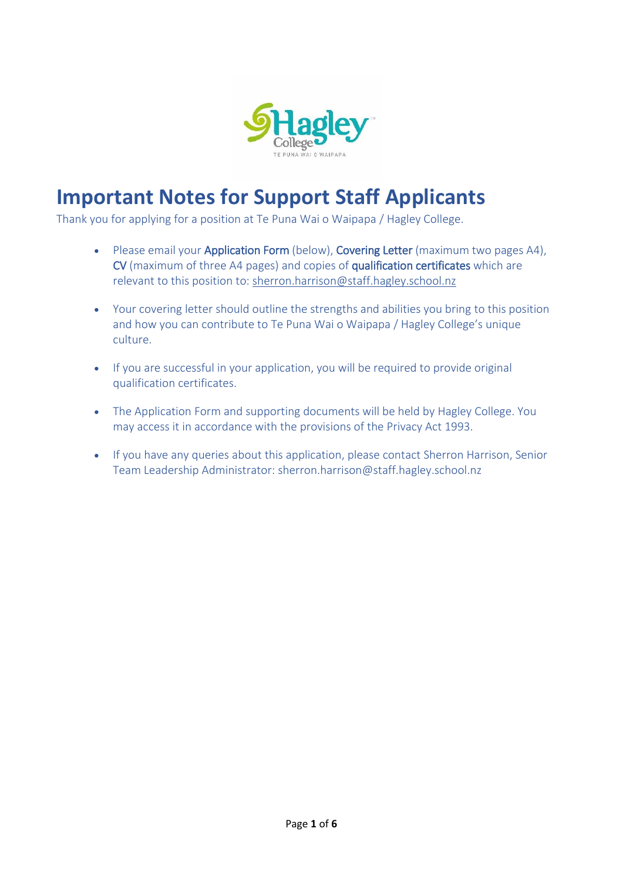# Important Notes for Support Staff Applicants

Thank you for applying for a position at Te Puna Wai o Waipapa / Hagley College.

- Please email your **Application Form** (below), **Covering Letter** (maximum two pages A4), **CV** (maximum of three A4 pages) and copies of **qualification certificates** which are relevant to this position to: sherron.harrison@staff.hagley.school.nz

- Your covering letter should outline the strengths and abilities you bring to this position and how you can contribute to Te Puna Wai o Waipapa / Hagley College's unique culture.

- If you are successful in your application, you will be required to provide original qualification certificates.

- The Application Form and supporting documents will be held by Hagley College. You may access it in accordance with the provisions of the Privacy Act 1993.

- If you have any queries about this application, please contact Sherron Harrison, Senior Team Leadership Administrator: sherron.harrison@staff.hagley.school.nz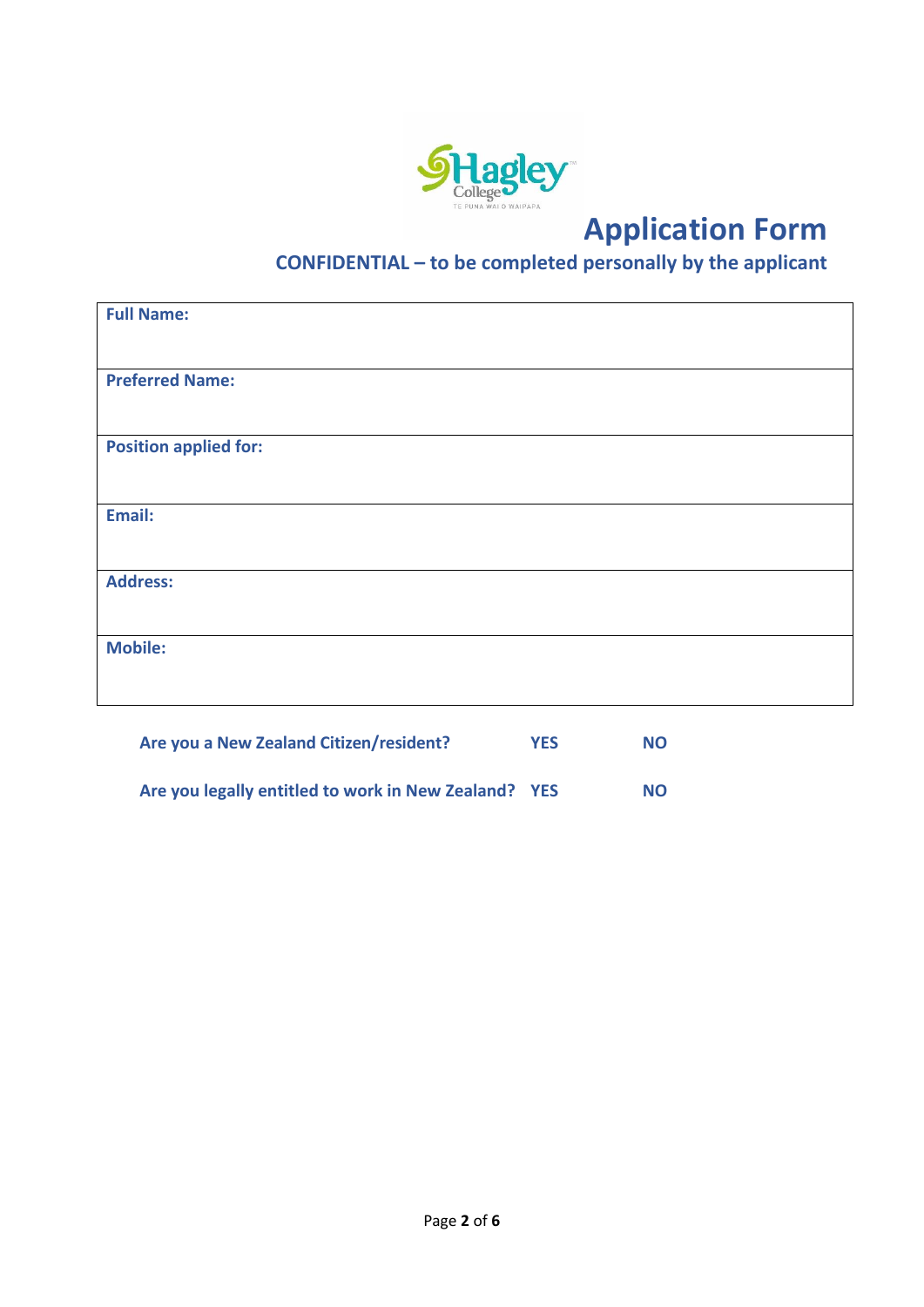# Application Form

## CONFIDENTIAL – to be completed personally by the applicant

| | |
|---|---|
| **Full Name:** | |
| **Preferred Name:** | |
| **Position applied for:** | |
| **Email:** | |
| **Address:** | |
| **Mobile:** | |

| | | |
|---|---|---|
| **Are you a New Zealand Citizen/resident?** | **YES** | **NO** |
| **Are you legally entitled to work in New Zealand?** | **YES** | **NO** |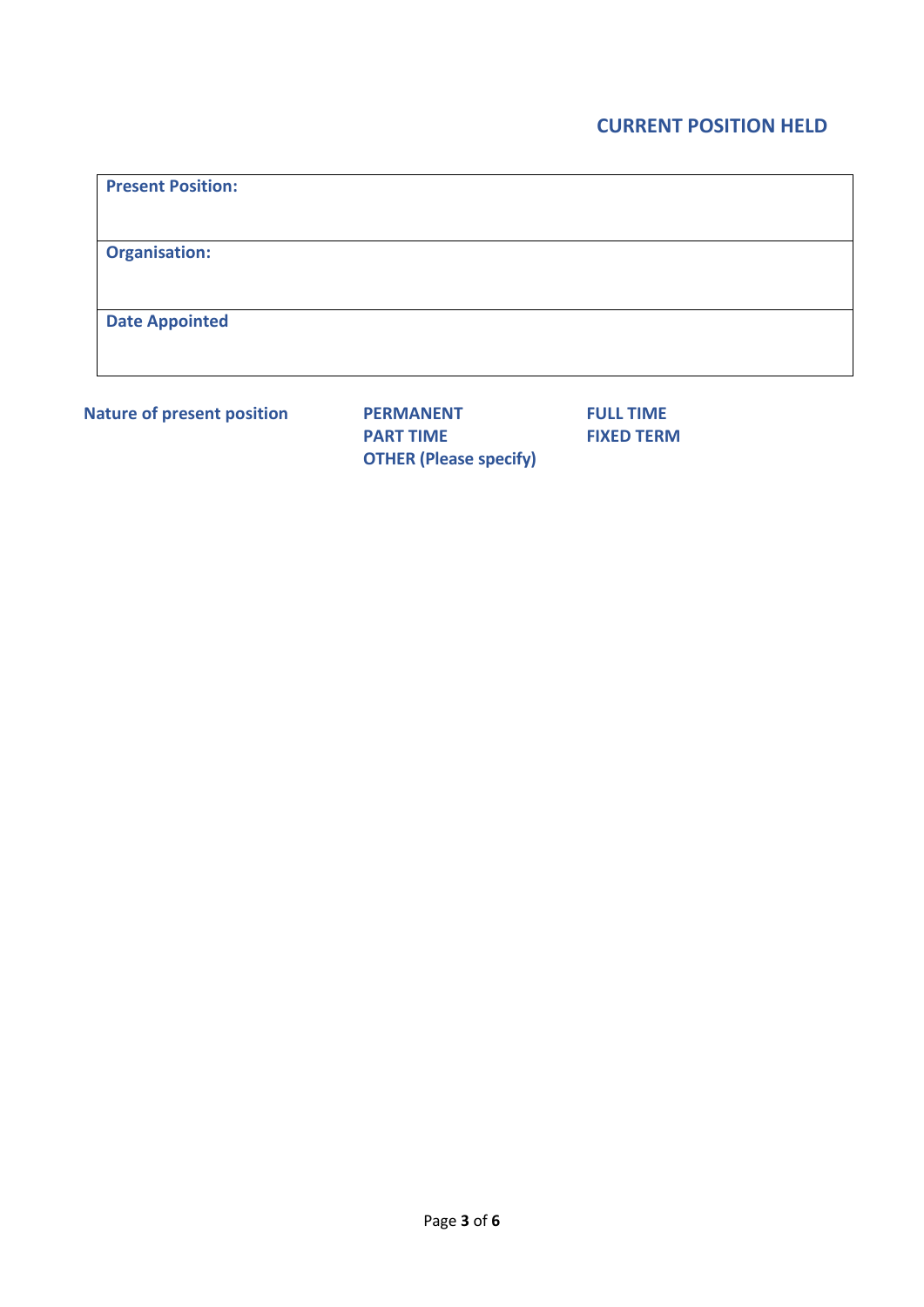## CURRENT POSITION HELD

| | |
|---|---|
| **Present Position:** | |
| **Organisation:** | |
| **Date Appointed** | |

**Nature of present position**

**PERMANENT**
**FULL TIME**
**PART TIME**
**FIXED TERM**
**OTHER (Please specify)**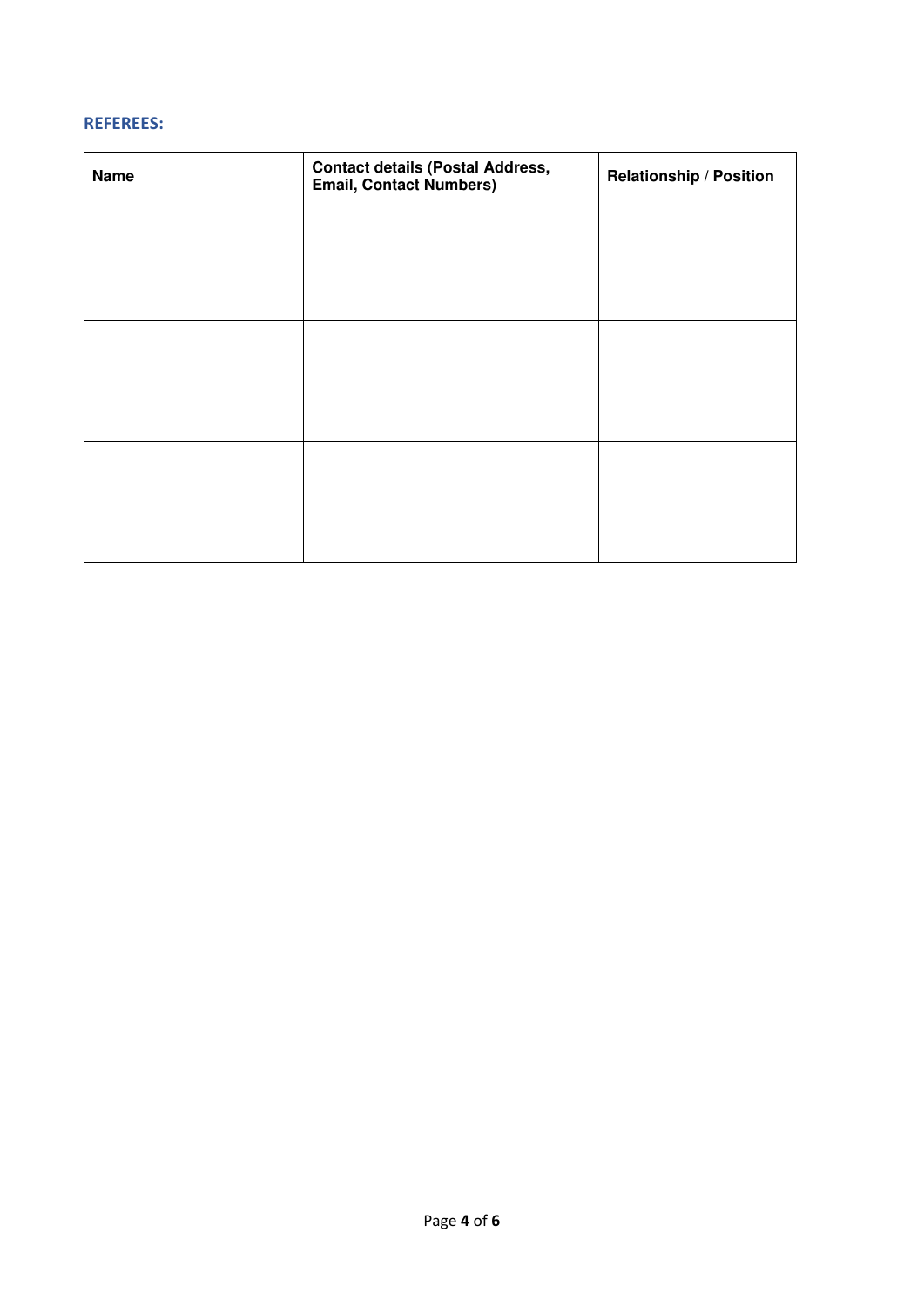## REFEREES:

| Name | Contact details (Postal Address, Email, Contact Numbers) | Relationship / Position |
| --- | --- | --- |
| | | |
| | | |
| | | |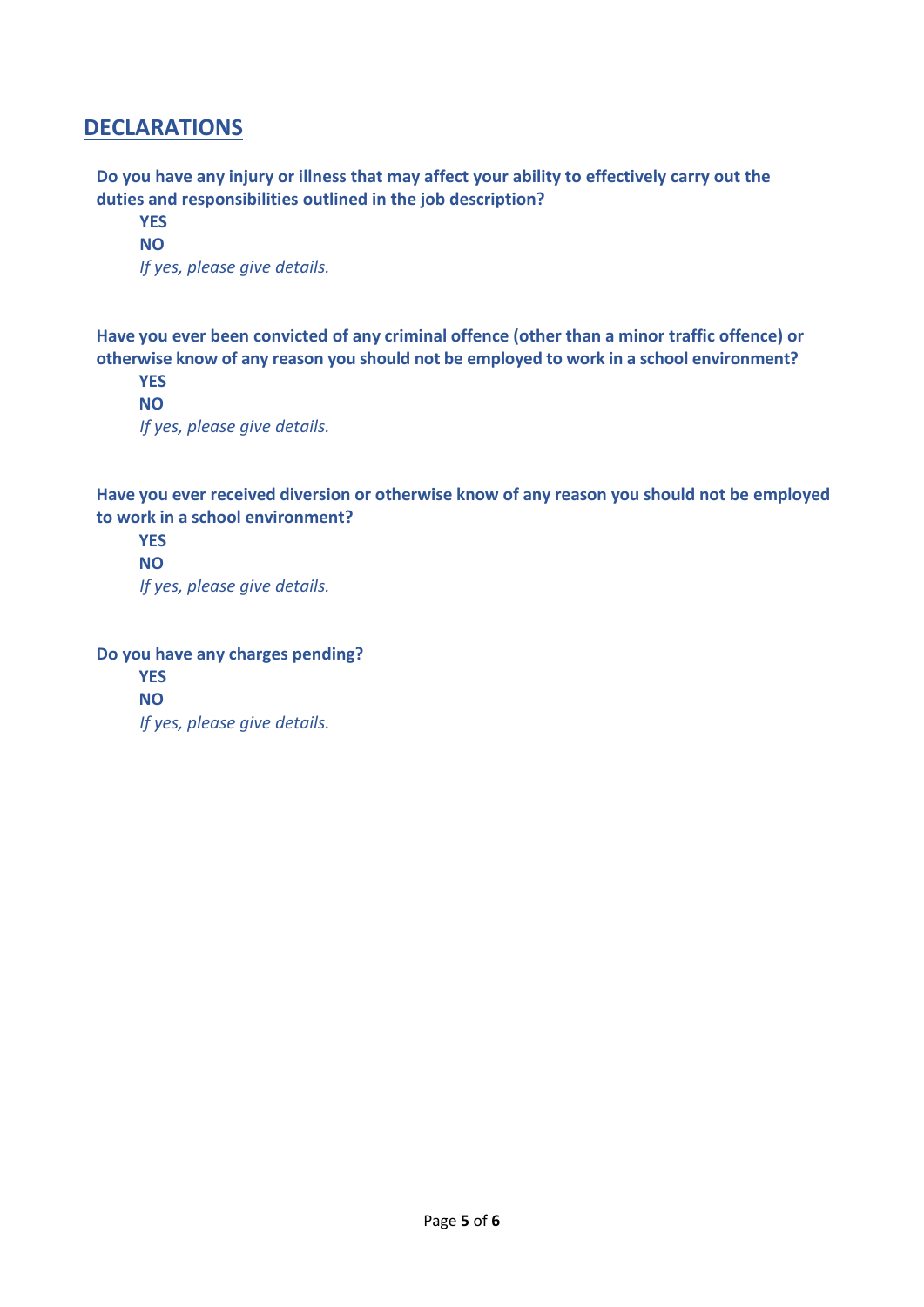## DECLARATIONS

**Do you have any injury or illness that may affect your ability to effectively carry out the duties and responsibilities outlined in the job description?**

**YES**

**NO**

*If yes, please give details.*

**Have you ever been convicted of any criminal offence (other than a minor traffic offence) or otherwise know of any reason you should not be employed to work in a school environment?**

**YES**

**NO**

*If yes, please give details.*

**Have you ever received diversion or otherwise know of any reason you should not be employed to work in a school environment?**

**YES**

**NO**

*If yes, please give details.*

**Do you have any charges pending?**

**YES**

**NO**

*If yes, please give details.*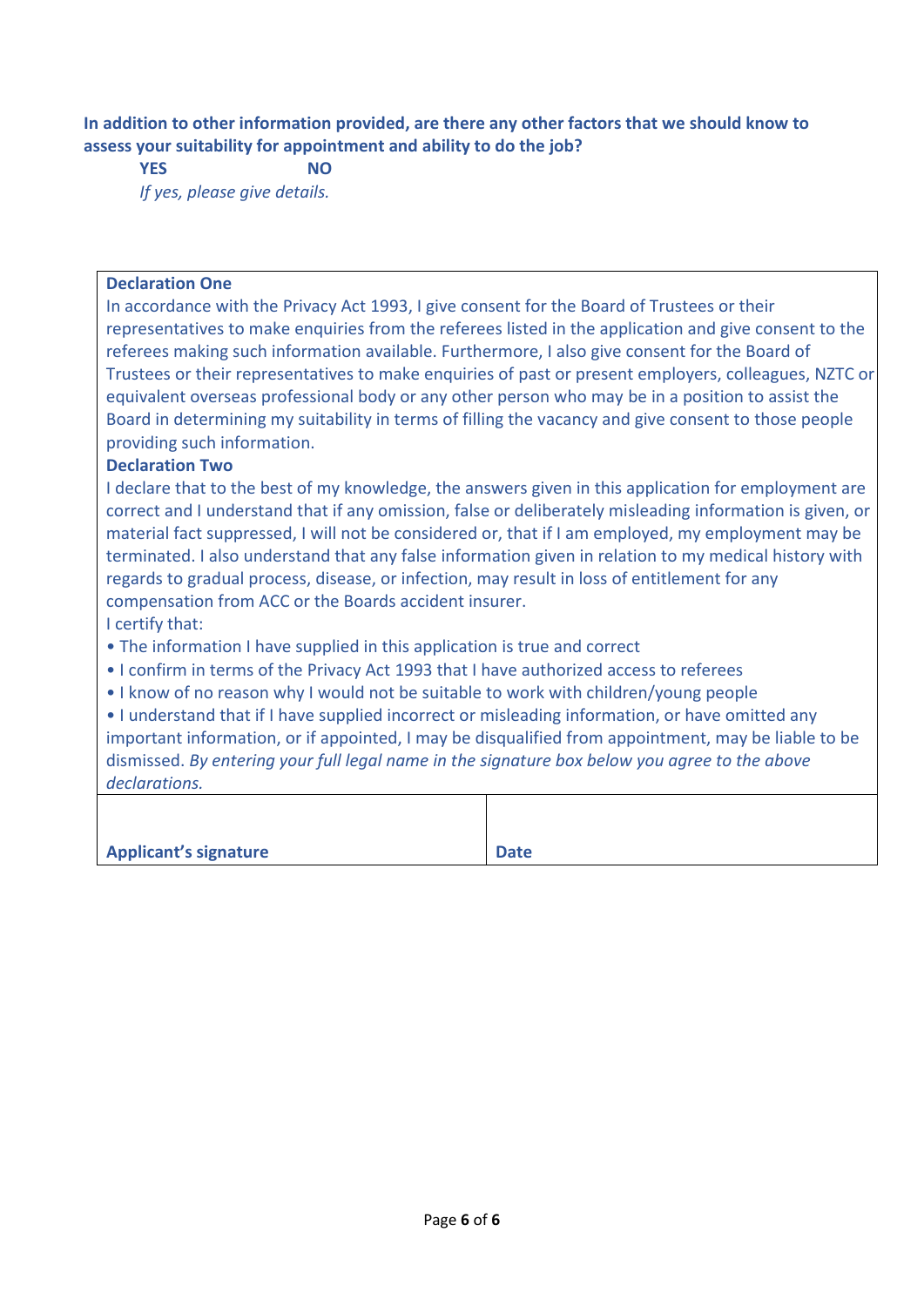**In addition to other information provided, are there any other factors that we should know to assess your suitability for appointment and ability to do the job?**

**YES** **NO**

*If yes, please give details.*

**Declaration One**

In accordance with the Privacy Act 1993, I give consent for the Board of Trustees or their representatives to make enquiries from the referees listed in the application and give consent to the referees making such information available. Furthermore, I also give consent for the Board of Trustees or their representatives to make enquiries of past or present employers, colleagues, NZTC or equivalent overseas professional body or any other person who may be in a position to assist the Board in determining my suitability in terms of filling the vacancy and give consent to those people providing such information.

**Declaration Two**

I declare that to the best of my knowledge, the answers given in this application for employment are correct and I understand that if any omission, false or deliberately misleading information is given, or material fact suppressed, I will not be considered or, that if I am employed, my employment may be terminated. I also understand that any false information given in relation to my medical history with regards to gradual process, disease, or infection, may result in loss of entitlement for any compensation from ACC or the Boards accident insurer.

I certify that:

- The information I have supplied in this application is true and correct
- I confirm in terms of the Privacy Act 1993 that I have authorized access to referees
- I know of no reason why I would not be suitable to work with children/young people
- I understand that if I have supplied incorrect or misleading information, or have omitted any important information, or if appointed, I may be disqualified from appointment, may be liable to be dismissed. *By entering your full legal name in the signature box below you agree to the above declarations.*

| | |
|---|---|
| **Applicant's signature** | **Date** |